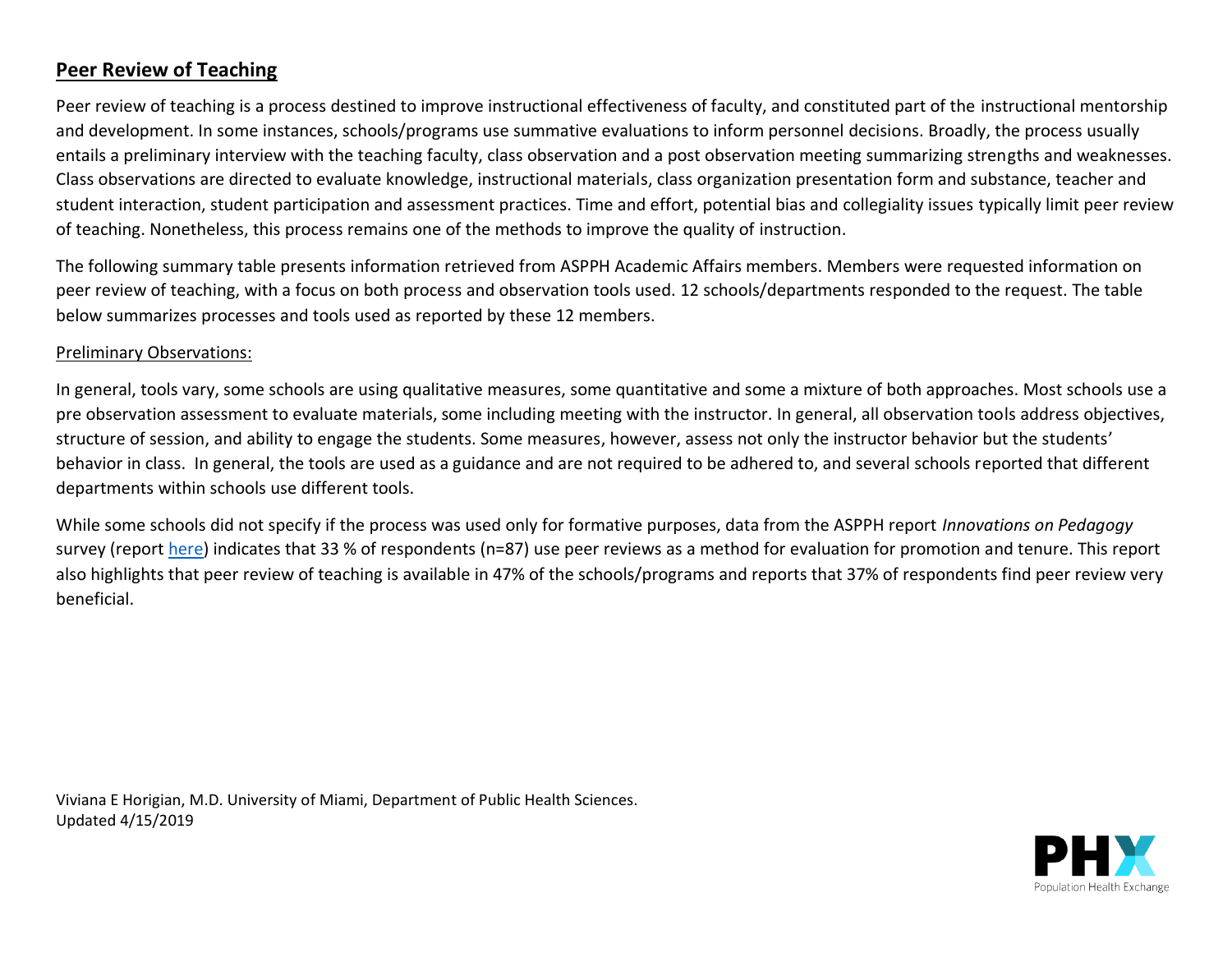## **Peer Review of Teaching**

Peer review of teaching is a process destined to improve instructional effectiveness of faculty, and constituted part of the instructional mentorship and development. In some instances, schools/programs use summative evaluations to inform personnel decisions. Broadly, the process usually entails a preliminary interview with the teaching faculty, class observation and a post observation meeting summarizing strengths and weaknesses. Class observations are directed to evaluate knowledge, instructional materials, class organization presentation form and substance, teacher and student interaction, student participation and assessment practices. Time and effort, potential bias and collegiality issues typically limit peer review of teaching. Nonetheless, this process remains one of the methods to improve the quality of instruction.

The following summary table presents information retrieved from ASPPH Academic Affairs members. Members were requested information on peer review of teaching, with a focus on both process and observation tools used. 12 schools/departments responded to the request. The table below summarizes processes and tools used as reported by these 12 members.

Preliminary Observations:

In general, tools vary, some schools are using qualitative measures, some quantitative and some a mixture of both approaches. Most schools use a pre observation assessment to evaluate materials, some including meeting with the instructor. In general, all observation tools address objectives, structure of session, and ability to engage the students. Some measures, however, assess not only the instructor behavior but the students' behavior in class. In general, the tools are used as a guidance and are not required to be adhered to, and several schools reported that different departments within schools use different tools.

While some schools did not specify if the process was used only for formative purposes, data from the ASPPH report *Innovations on Pedagogy* survey (report here) indicates that 33 % of respondents (n=87) use peer reviews as a method for evaluation for promotion and tenure. This report also highlights that peer review of teaching is available in 47% of the schools/programs and reports that 37% of respondents find peer review very beneficial.

Viviana E Horigian, M.D. University of Miami, Department of Public Health Sciences.
Updated 4/15/2019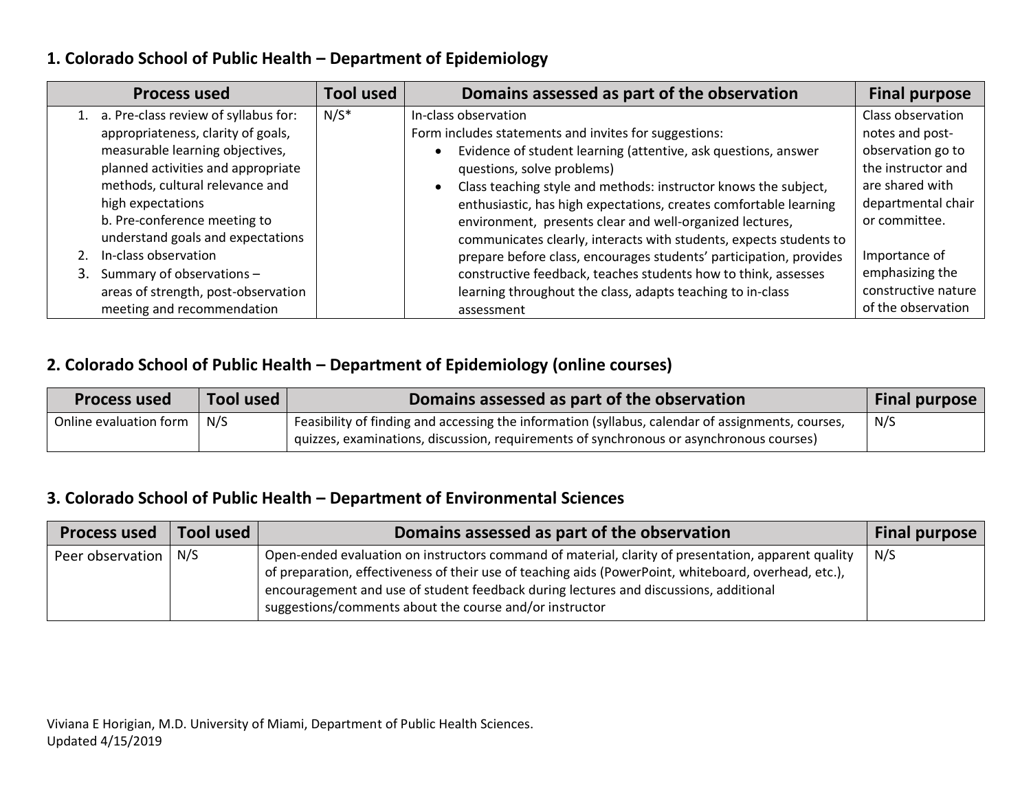### 1. Colorado School of Public Health – Department of Epidemiology

| Process used | Tool used | Domains assessed as part of the observation | Final purpose |
|---|---|---|---|
| 1. a. Pre-class review of syllabus for: appropriateness, clarity of goals, measurable learning objectives, planned activities and appropriate methods, cultural relevance and high expectations<br>b. Pre-conference meeting to understand goals and expectations<br>2. In-class observation<br>3. Summary of observations – areas of strength, post-observation meeting and recommendation | N/S* | In-class observation<br>Form includes statements and invites for suggestions:<br>• Evidence of student learning (attentive, ask questions, answer questions, solve problems)<br>• Class teaching style and methods: instructor knows the subject, enthusiastic, has high expectations, creates comfortable learning environment, presents clear and well-organized lectures, communicates clearly, interacts with students, expects students to prepare before class, encourages students' participation, provides constructive feedback, teaches students how to think, assesses learning throughout the class, adapts teaching to in-class assessment | Class observation notes and post-observation go to the instructor and are shared with departmental chair or committee.<br><br>Importance of emphasizing the constructive nature of the observation |

### 2. Colorado School of Public Health – Department of Epidemiology (online courses)

| Process used | Tool used | Domains assessed as part of the observation | Final purpose |
|---|---|---|---|
| Online evaluation form | N/S | Feasibility of finding and accessing the information (syllabus, calendar of assignments, courses, quizzes, examinations, discussion, requirements of synchronous or asynchronous courses) | N/S |

### 3. Colorado School of Public Health – Department of Environmental Sciences

| Process used | Tool used | Domains assessed as part of the observation | Final purpose |
|---|---|---|---|
| Peer observation | N/S | Open-ended evaluation on instructors command of material, clarity of presentation, apparent quality of preparation, effectiveness of their use of teaching aids (PowerPoint, whiteboard, overhead, etc.), encouragement and use of student feedback during lectures and discussions, additional suggestions/comments about the course and/or instructor | N/S |

Viviana E Horigian, M.D. University of Miami, Department of Public Health Sciences.
Updated 4/15/2019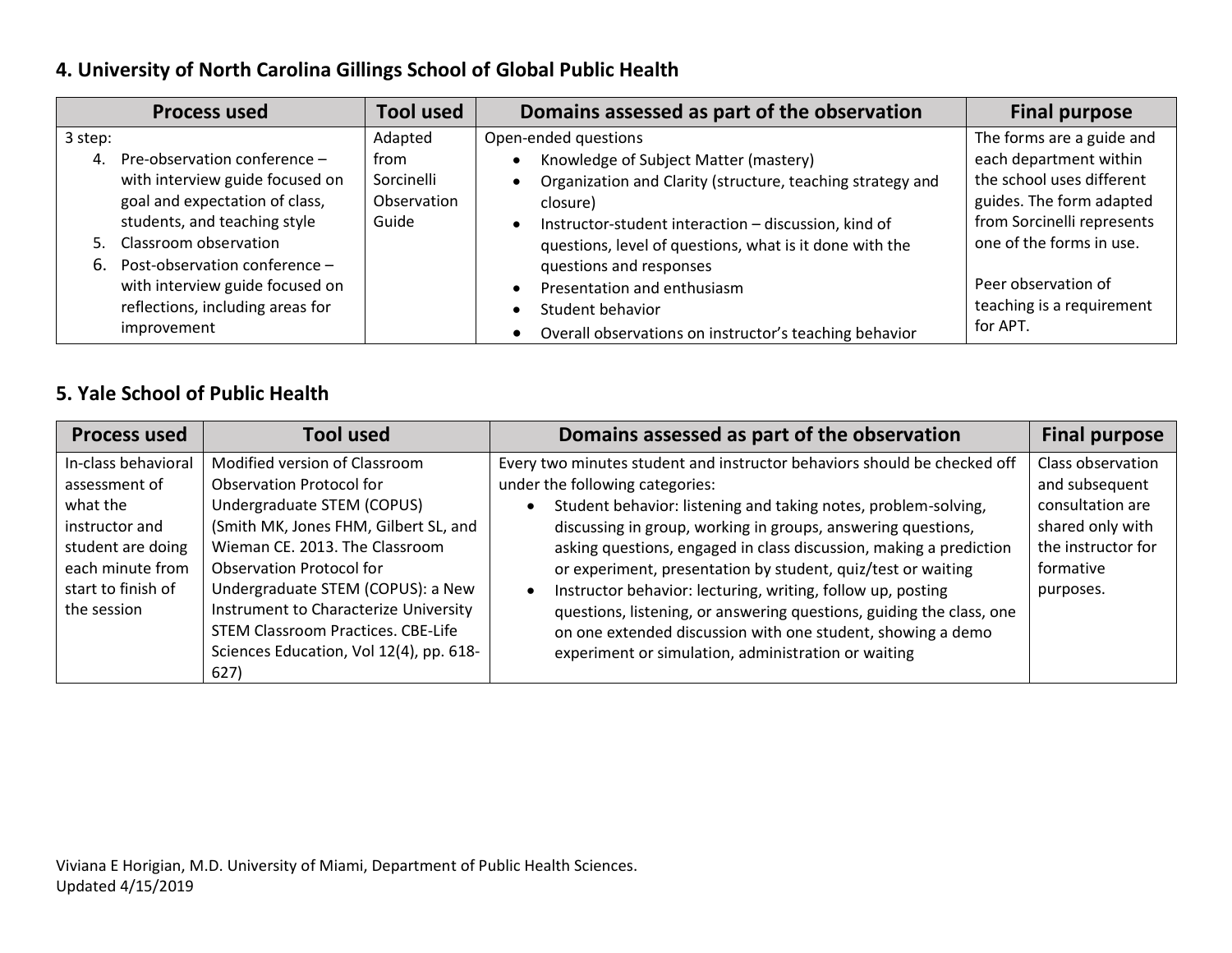## 4. University of North Carolina Gillings School of Global Public Health

| Process used | Tool used | Domains assessed as part of the observation | Final purpose |
|---|---|---|---|
| 3 step:<br>4. Pre-observation conference – with interview guide focused on goal and expectation of class, students, and teaching style<br>5. Classroom observation<br>6. Post-observation conference – with interview guide focused on reflections, including areas for improvement | Adapted from Sorcinelli Observation Guide | Open-ended questions<br>• Knowledge of Subject Matter (mastery)<br>• Organization and Clarity (structure, teaching strategy and closure)<br>• Instructor-student interaction – discussion, kind of questions, level of questions, what is it done with the questions and responses<br>• Presentation and enthusiasm<br>• Student behavior<br>• Overall observations on instructor's teaching behavior | The forms are a guide and each department within the school uses different guides. The form adapted from Sorcinelli represents one of the forms in use.<br><br>Peer observation of teaching is a requirement for APT. |

## 5. Yale School of Public Health

| Process used | Tool used | Domains assessed as part of the observation | Final purpose |
|---|---|---|---|
| In-class behavioral assessment of what the instructor and student are doing each minute from start to finish of the session | Modified version of Classroom Observation Protocol for Undergraduate STEM (COPUS) (Smith MK, Jones FHM, Gilbert SL, and Wieman CE. 2013. The Classroom Observation Protocol for Undergraduate STEM (COPUS): a New Instrument to Characterize University STEM Classroom Practices. CBE-Life Sciences Education, Vol 12(4), pp. 618-627) | Every two minutes student and instructor behaviors should be checked off under the following categories:<br>• Student behavior: listening and taking notes, problem-solving, discussing in group, working in groups, answering questions, asking questions, engaged in class discussion, making a prediction or experiment, presentation by student, quiz/test or waiting<br>• Instructor behavior: lecturing, writing, follow up, posting questions, listening, or answering questions, guiding the class, one on one extended discussion with one student, showing a demo experiment or simulation, administration or waiting | Class observation and subsequent consultation are shared only with the instructor for formative purposes. |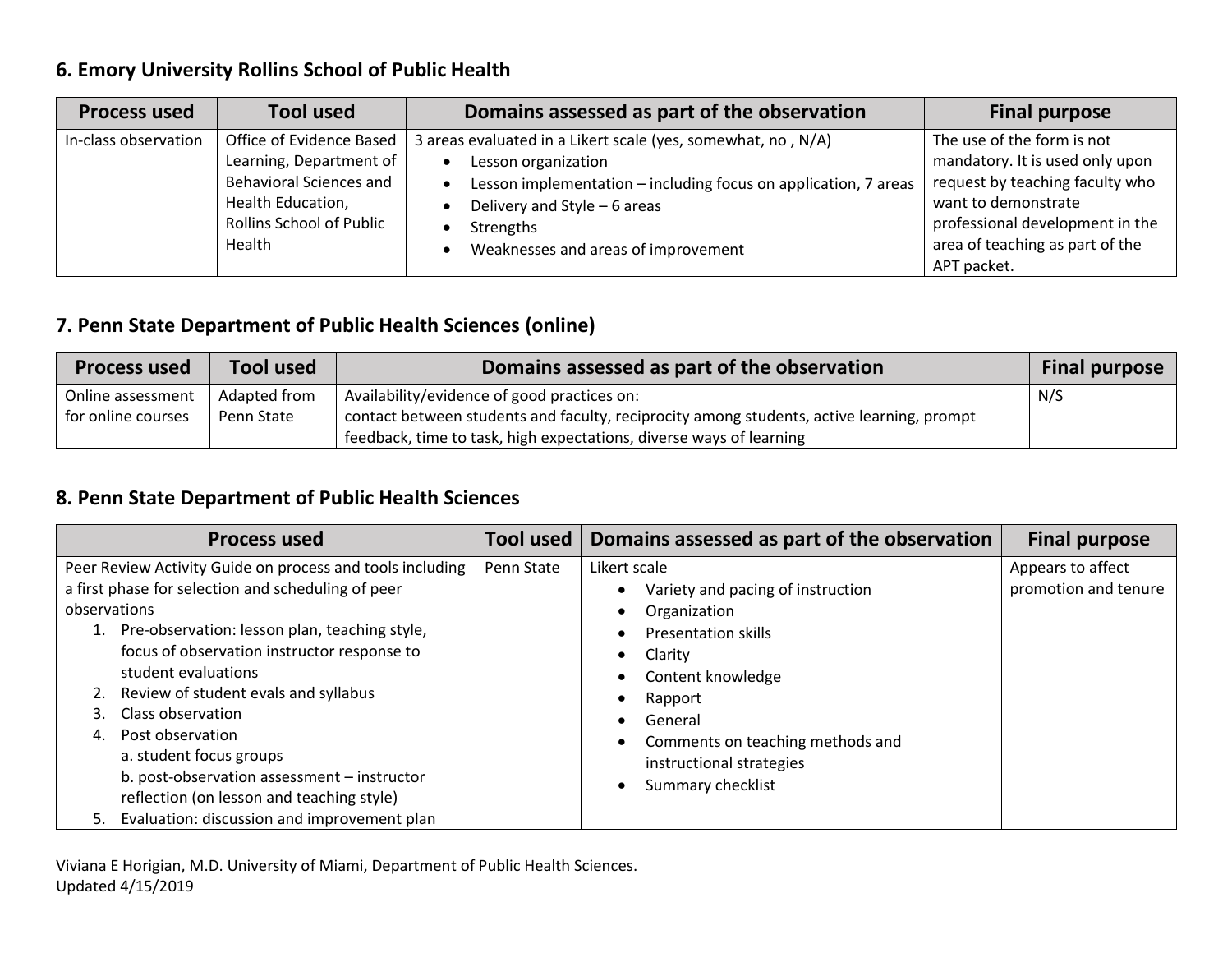### 6. Emory University Rollins School of Public Health

| Process used | Tool used | Domains assessed as part of the observation | Final purpose |
|---|---|---|---|
| In-class observation | Office of Evidence Based Learning, Department of Behavioral Sciences and Health Education, Rollins School of Public Health | 3 areas evaluated in a Likert scale (yes, somewhat, no , N/A)<br>• Lesson organization<br>• Lesson implementation – including focus on application, 7 areas<br>• Delivery and Style – 6 areas<br>• Strengths<br>• Weaknesses and areas of improvement | The use of the form is not mandatory. It is used only upon request by teaching faculty who want to demonstrate professional development in the area of teaching as part of the APT packet. |

### 7. Penn State Department of Public Health Sciences (online)

| Process used | Tool used | Domains assessed as part of the observation | Final purpose |
|---|---|---|---|
| Online assessment for online courses | Adapted from Penn State | Availability/evidence of good practices on:<br>contact between students and faculty, reciprocity among students, active learning, prompt feedback, time to task, high expectations, diverse ways of learning | N/S |

### 8. Penn State Department of Public Health Sciences

| Process used | Tool used | Domains assessed as part of the observation | Final purpose |
|---|---|---|---|
| Peer Review Activity Guide on process and tools including a first phase for selection and scheduling of peer observations<br>1. Pre-observation: lesson plan, teaching style, focus of observation instructor response to student evaluations<br>2. Review of student evals and syllabus<br>3. Class observation<br>4. Post observation<br>a. student focus groups<br>b. post-observation assessment – instructor reflection (on lesson and teaching style)<br>5. Evaluation: discussion and improvement plan | Penn State | Likert scale<br>• Variety and pacing of instruction<br>• Organization<br>• Presentation skills<br>• Clarity<br>• Content knowledge<br>• Rapport<br>• General<br>• Comments on teaching methods and instructional strategies<br>• Summary checklist | Appears to affect promotion and tenure |

Viviana E Horigian, M.D. University of Miami, Department of Public Health Sciences.
Updated 4/15/2019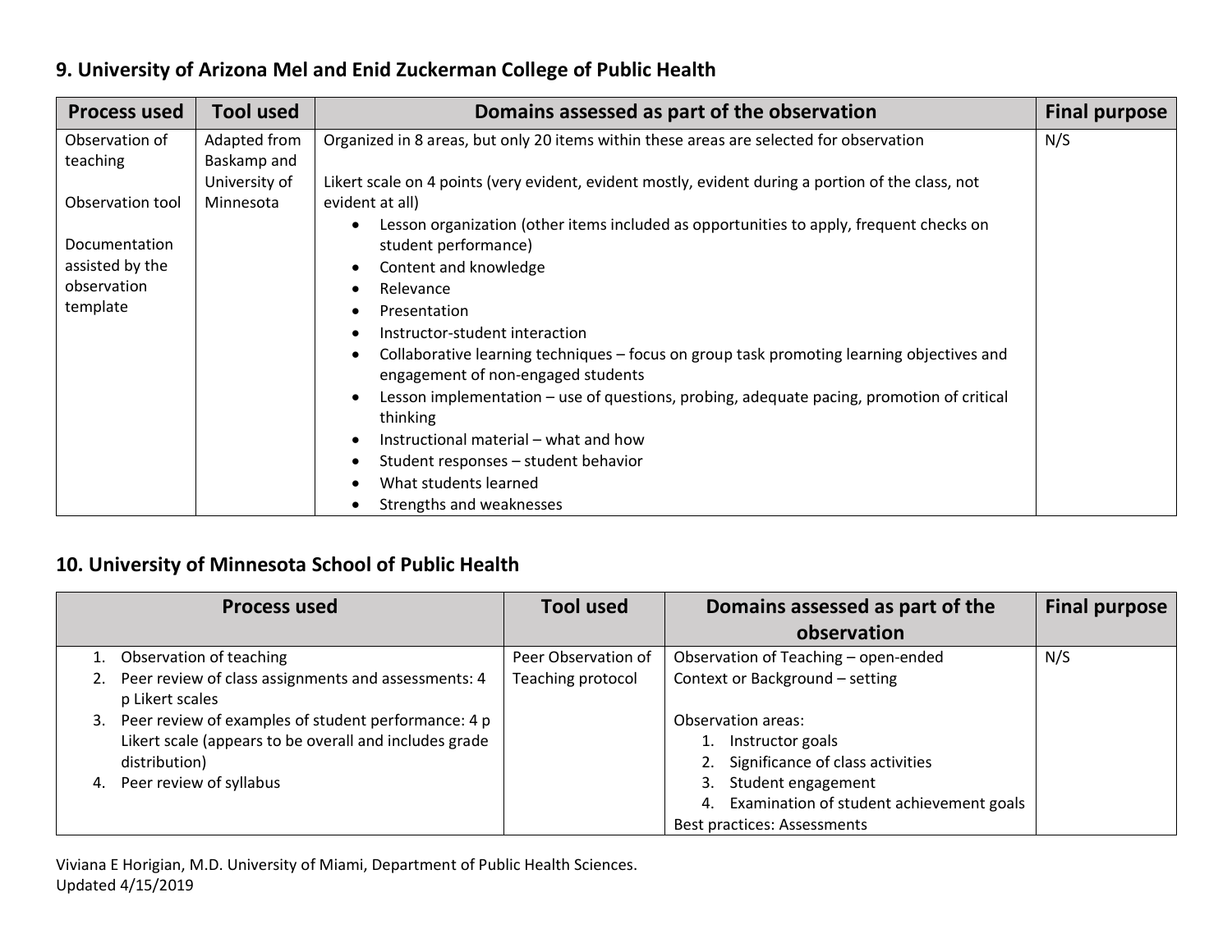## 9. University of Arizona Mel and Enid Zuckerman College of Public Health

| Process used | Tool used | Domains assessed as part of the observation | Final purpose |
|---|---|---|---|
| Observation of teaching<br><br>Observation tool<br><br>Documentation assisted by the observation template | Adapted from Baskamp and University of Minnesota | Organized in 8 areas, but only 20 items within these areas are selected for observation<br><br>Likert scale on 4 points (very evident, evident mostly, evident during a portion of the class, not evident at all)<br>• Lesson organization (other items included as opportunities to apply, frequent checks on student performance)<br>• Content and knowledge<br>• Relevance<br>• Presentation<br>• Instructor-student interaction<br>• Collaborative learning techniques – focus on group task promoting learning objectives and engagement of non-engaged students<br>• Lesson implementation – use of questions, probing, adequate pacing, promotion of critical thinking<br>• Instructional material – what and how<br>• Student responses – student behavior<br>• What students learned<br>• Strengths and weaknesses | N/S |

## 10. University of Minnesota School of Public Health

| Process used | Tool used | Domains assessed as part of the observation | Final purpose |
|---|---|---|---|
| 1. Observation of teaching<br>2. Peer review of class assignments and assessments: 4 p Likert scales<br>3. Peer review of examples of student performance: 4 p Likert scale (appears to be overall and includes grade distribution)<br>4. Peer review of syllabus | Peer Observation of Teaching protocol | Observation of Teaching – open-ended<br>Context or Background – setting<br><br>Observation areas:<br>1. Instructor goals<br>2. Significance of class activities<br>3. Student engagement<br>4. Examination of student achievement goals<br>Best practices: Assessments | N/S |

Viviana E Horigian, M.D. University of Miami, Department of Public Health Sciences.
Updated 4/15/2019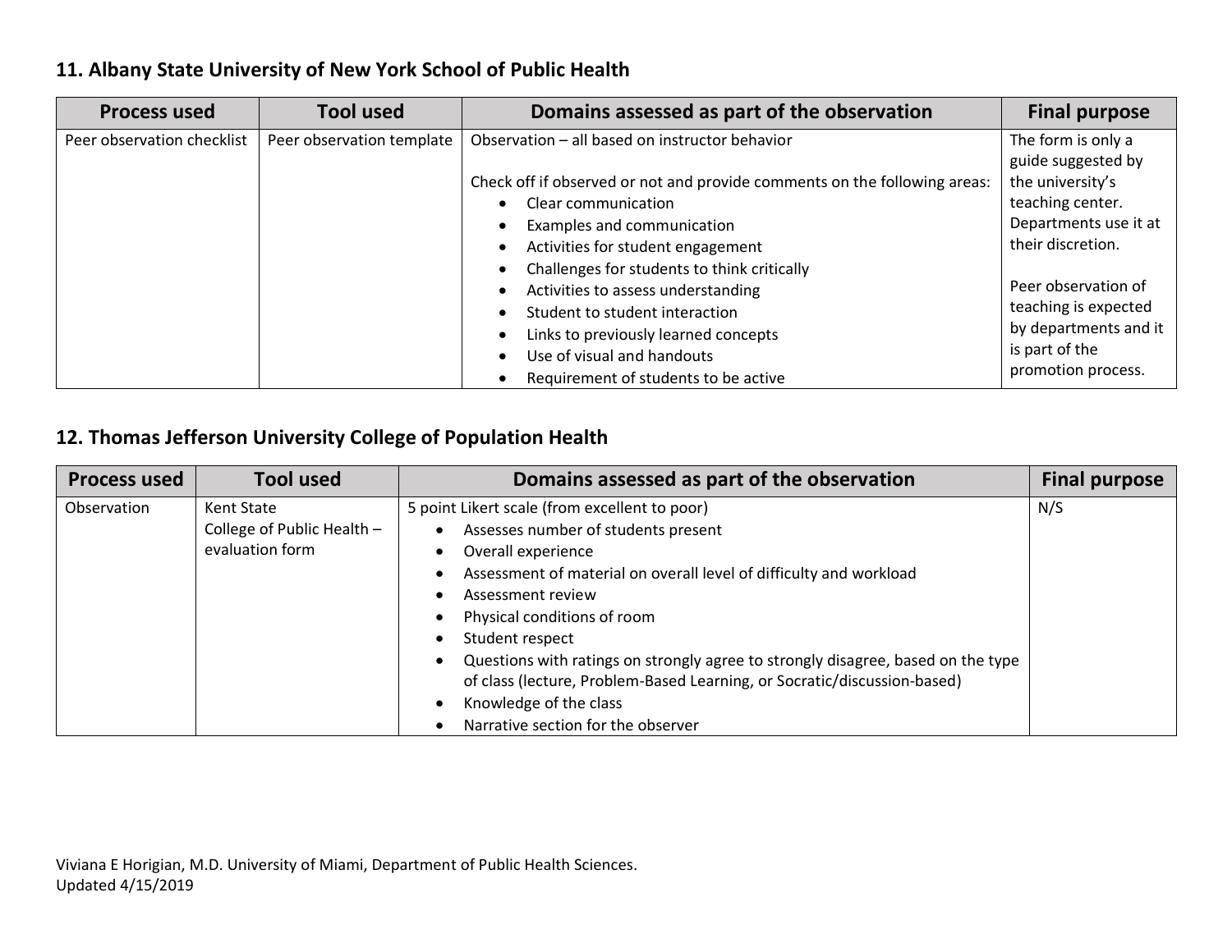### 11. Albany State University of New York School of Public Health

| Process used | Tool used | Domains assessed as part of the observation | Final purpose |
|---|---|---|---|
| Peer observation checklist | Peer observation template | Observation – all based on instructor behavior<br><br>Check off if observed or not and provide comments on the following areas:<br>• Clear communication<br>• Examples and communication<br>• Activities for student engagement<br>• Challenges for students to think critically<br>• Activities to assess understanding<br>• Student to student interaction<br>• Links to previously learned concepts<br>• Use of visual and handouts<br>• Requirement of students to be active | The form is only a guide suggested by the university's teaching center. Departments use it at their discretion.<br><br>Peer observation of teaching is expected by departments and it is part of the promotion process. |

### 12. Thomas Jefferson University College of Population Health

| Process used | Tool used | Domains assessed as part of the observation | Final purpose |
|---|---|---|---|
| Observation | Kent State College of Public Health – evaluation form | 5 point Likert scale (from excellent to poor)<br>• Assesses number of students present<br>• Overall experience<br>• Assessment of material on overall level of difficulty and workload<br>• Assessment review<br>• Physical conditions of room<br>• Student respect<br>• Questions with ratings on strongly agree to strongly disagree, based on the type of class (lecture, Problem-Based Learning, or Socratic/discussion-based)<br>• Knowledge of the class<br>• Narrative section for the observer | N/S |

Viviana E Horigian, M.D. University of Miami, Department of Public Health Sciences.
Updated 4/15/2019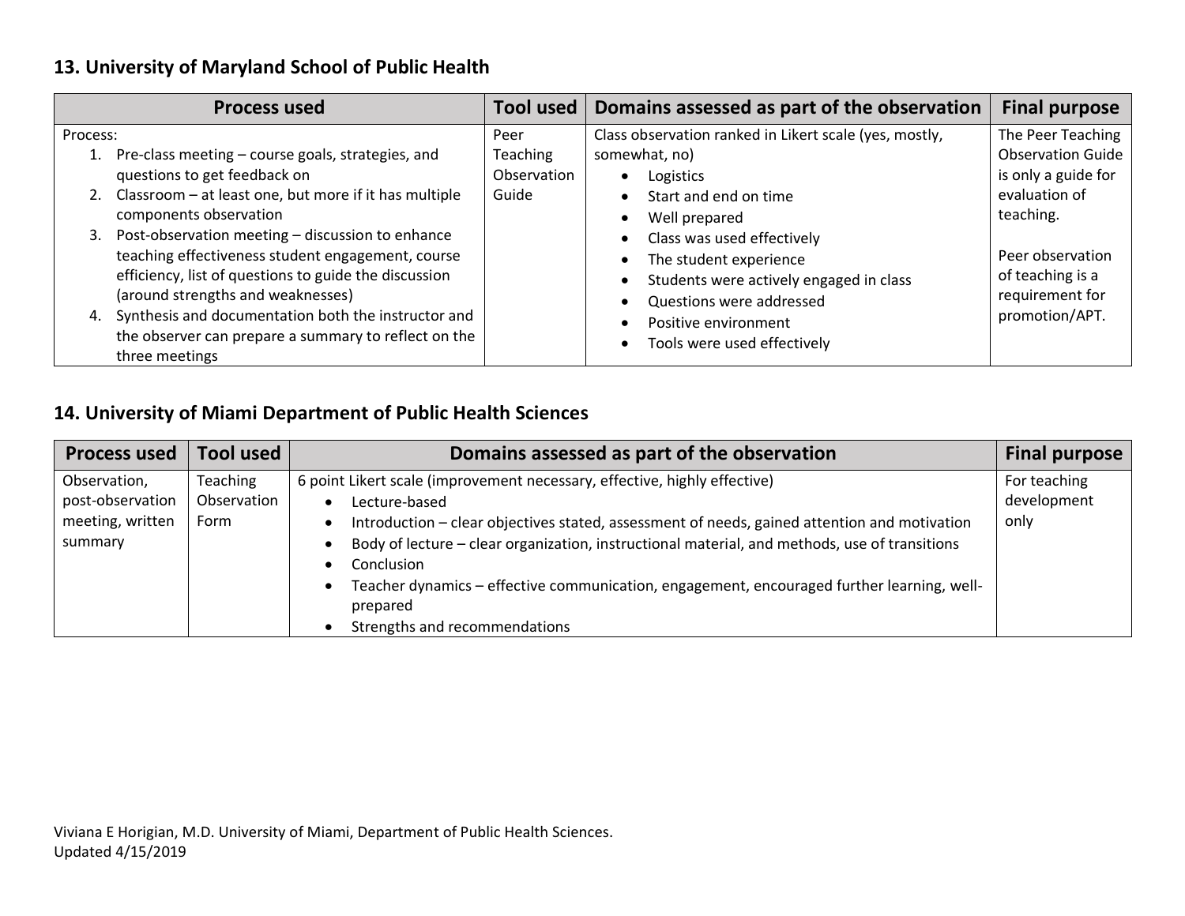### 13. University of Maryland School of Public Health

| Process used | Tool used | Domains assessed as part of the observation | Final purpose |
|---|---|---|---|
| Process:<br>1. Pre-class meeting – course goals, strategies, and questions to get feedback on<br>2. Classroom – at least one, but more if it has multiple components observation<br>3. Post-observation meeting – discussion to enhance teaching effectiveness student engagement, course efficiency, list of questions to guide the discussion (around strengths and weaknesses)<br>4. Synthesis and documentation both the instructor and the observer can prepare a summary to reflect on the three meetings | Peer Teaching Observation Guide | Class observation ranked in Likert scale (yes, mostly, somewhat, no)<br>• Logistics<br>• Start and end on time<br>• Well prepared<br>• Class was used effectively<br>• The student experience<br>• Students were actively engaged in class<br>• Questions were addressed<br>• Positive environment<br>• Tools were used effectively | The Peer Teaching Observation Guide is only a guide for evaluation of teaching.<br><br>Peer observation of teaching is a requirement for promotion/APT. |

### 14. University of Miami Department of Public Health Sciences

| Process used | Tool used | Domains assessed as part of the observation | Final purpose |
|---|---|---|---|
| Observation, post-observation meeting, written summary | Teaching Observation Form | 6 point Likert scale (improvement necessary, effective, highly effective)<br>• Lecture-based<br>• Introduction – clear objectives stated, assessment of needs, gained attention and motivation<br>• Body of lecture – clear organization, instructional material, and methods, use of transitions<br>• Conclusion<br>• Teacher dynamics – effective communication, engagement, encouraged further learning, well-prepared<br>• Strengths and recommendations | For teaching development only |

Viviana E Horigian, M.D. University of Miami, Department of Public Health Sciences.
Updated 4/15/2019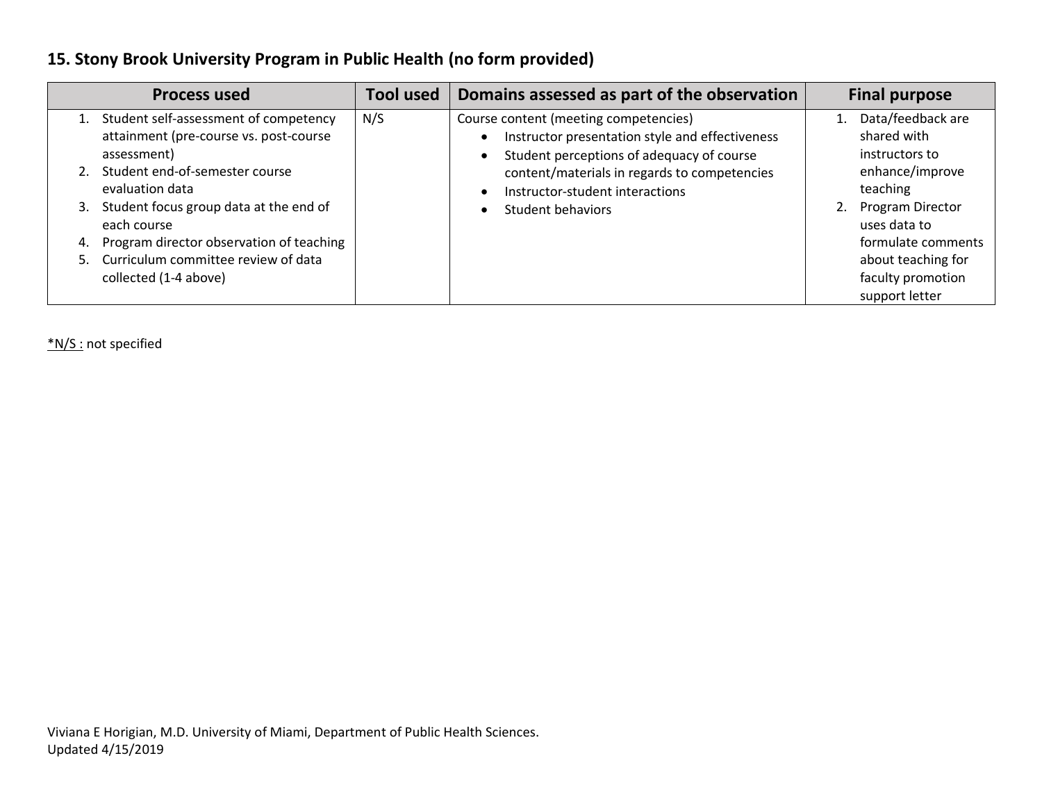## 15. Stony Brook University Program in Public Health (no form provided)

| Process used | Tool used | Domains assessed as part of the observation | Final purpose |
|---|---|---|---|
| 1. Student self-assessment of competency attainment (pre-course vs. post-course assessment)<br>2. Student end-of-semester course evaluation data<br>3. Student focus group data at the end of each course<br>4. Program director observation of teaching<br>5. Curriculum committee review of data collected (1-4 above) | N/S | Course content (meeting competencies)<br>• Instructor presentation style and effectiveness<br>• Student perceptions of adequacy of course content/materials in regards to competencies<br>• Instructor-student interactions<br>• Student behaviors | 1. Data/feedback are shared with instructors to enhance/improve teaching<br>2. Program Director uses data to formulate comments about teaching for faculty promotion support letter |

*N/S : not specified

Viviana E Horigian, M.D. University of Miami, Department of Public Health Sciences.
Updated 4/15/2019